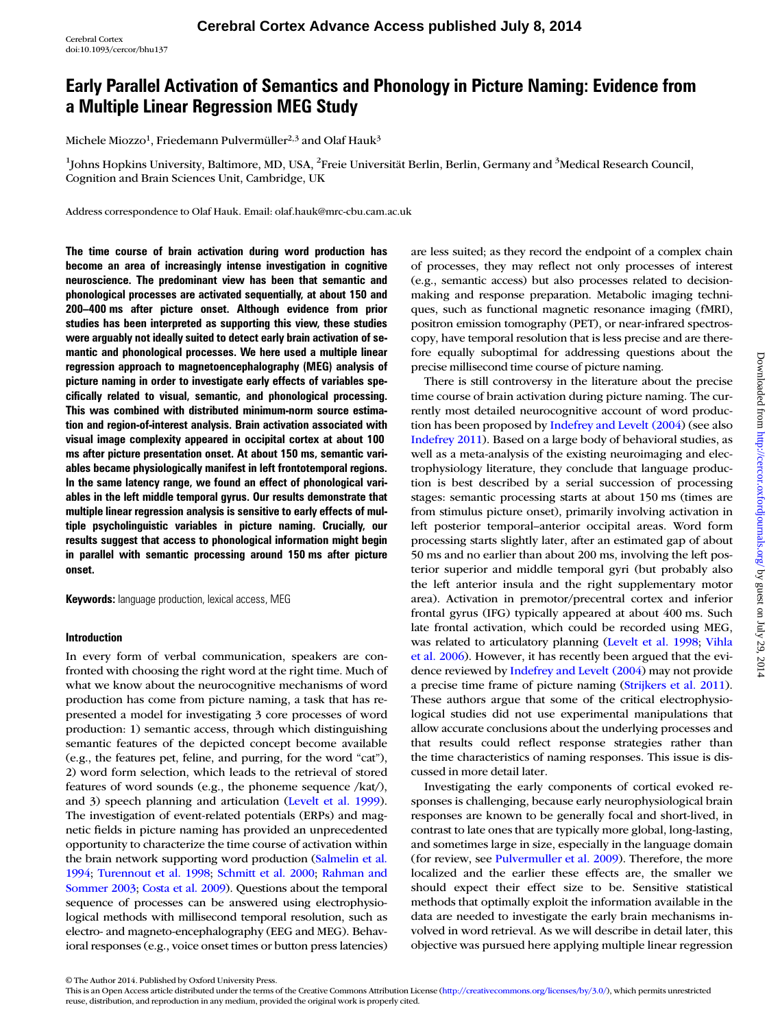# Early Parallel Activation of Semantics and Phonology in Picture Naming: Evidence from a Multiple Linear Regression MEG Study

Michele Miozzo[1], Friedemann Pulvermüller[2,3] and Olaf Hauk[3]

[1]Johns Hopkins University, Baltimore, MD, USA, [2]Freie Universität Berlin, Berlin, Germany and [3]Medical Research Council, Cognition and Brain Sciences Unit, Cambridge, UK

Address correspondence to Olaf Hauk. Email: olaf.hauk@mrc-cbu.cam.ac.uk

**The time course of brain activation during word production has become an area of increasingly intense investigation in cognitive neuroscience. The predominant view has been that semantic and phonological processes are activated sequentially, at about 150 and 200–400 ms after picture onset. Although evidence from prior studies has been interpreted as supporting this view, these studies were arguably not ideally suited to detect early brain activation of semantic and phonological processes. We here used a multiple linear regression approach to magnetoencephalography (MEG) analysis of picture naming in order to investigate early effects of variables specifically related to visual, semantic, and phonological processing. This was combined with distributed minimum-norm source estimation and region-of-interest analysis. Brain activation associated with visual image complexity appeared in occipital cortex at about 100 ms after picture presentation onset. At about 150 ms, semantic variables became physiologically manifest in left frontotemporal regions. In the same latency range, we found an effect of phonological variables in the left middle temporal gyrus. Our results demonstrate that multiple linear regression analysis is sensitive to early effects of multiple psycholinguistic variables in picture naming. Crucially, our results suggest that access to phonological information might begin in parallel with semantic processing around 150 ms after picture onset.**

**Keywords:** language production, lexical access, MEG

## Introduction

In every form of verbal communication, speakers are confronted with choosing the right word at the right time. Much of what we know about the neurocognitive mechanisms of word production has come from picture naming, a task that has represented a model for investigating 3 core processes of word production: 1) semantic access, through which distinguishing semantic features of the depicted concept become available (e.g., the features pet, feline, and purring, for the word "cat"), 2) word form selection, which leads to the retrieval of stored features of word sounds (e.g., the phoneme sequence /kat/), and 3) speech planning and articulation (Levelt et al. 1999). The investigation of event-related potentials (ERPs) and magnetic fields in picture naming has provided an unprecedented opportunity to characterize the time course of activation within the brain network supporting word production (Salmelin et al. 1994; Turennout et al. 1998; Schmitt et al. 2000; Rahman and Sommer 2003; Costa et al. 2009). Questions about the temporal sequence of processes can be answered using electrophysiological methods with millisecond temporal resolution, such as electro- and magneto-encephalography (EEG and MEG). Behavioral responses (e.g., voice onset times or button press latencies) are less suited; as they record the endpoint of a complex chain of processes, they may reflect not only processes of interest (e.g., semantic access) but also processes related to decision-making and response preparation. Metabolic imaging techniques, such as functional magnetic resonance imaging (fMRI), positron emission tomography (PET), or near-infrared spectroscopy, have temporal resolution that is less precise and are therefore equally suboptimal for addressing questions about the precise millisecond time course of picture naming.

There is still controversy in the literature about the precise time course of brain activation during picture naming. The currently most detailed neurocognitive account of word production has been proposed by Indefrey and Levelt (2004) (see also Indefrey 2011). Based on a large body of behavioral studies, as well as a meta-analysis of the existing neuroimaging and electrophysiology literature, they conclude that language production is best described by a serial succession of processing stages: semantic processing starts at about 150 ms (times are from stimulus picture onset), primarily involving activation in left posterior temporal–anterior occipital areas. Word form processing starts slightly later, after an estimated gap of about 50 ms and no earlier than about 200 ms, involving the left posterior superior and middle temporal gyri (but probably also the left anterior insula and the right supplementary motor area). Activation in premotor/precentral cortex and inferior frontal gyrus (IFG) typically appeared at about 400 ms. Such late frontal activation, which could be recorded using MEG, was related to articulatory planning (Levelt et al. 1998; Vihla et al. 2006). However, it has recently been argued that the evidence reviewed by Indefrey and Levelt (2004) may not provide a precise time frame of picture naming (Strijkers et al. 2011). These authors argue that some of the critical electrophysiological studies did not use experimental manipulations that allow accurate conclusions about the underlying processes and that results could reflect response strategies rather than the time characteristics of naming responses. This issue is discussed in more detail later.

Investigating the early components of cortical evoked responses is challenging, because early neurophysiological brain responses are known to be generally focal and short-lived, in contrast to late ones that are typically more global, long-lasting, and sometimes large in size, especially in the language domain (for review, see Pulvermuller et al. 2009). Therefore, the more localized and the earlier these effects are, the smaller we should expect their effect size to be. Sensitive statistical methods that optimally exploit the information available in the data are needed to investigate the early brain mechanisms involved in word retrieval. As we will describe in detail later, this objective was pursued here applying multiple linear regression

© The Author 2014. Published by Oxford University Press.
This is an Open Access article distributed under the terms of the Creative Commons Attribution License (http://creativecommons.org/licenses/by/3.0/), which permits unrestricted reuse, distribution, and reproduction in any medium, provided the original work is properly cited.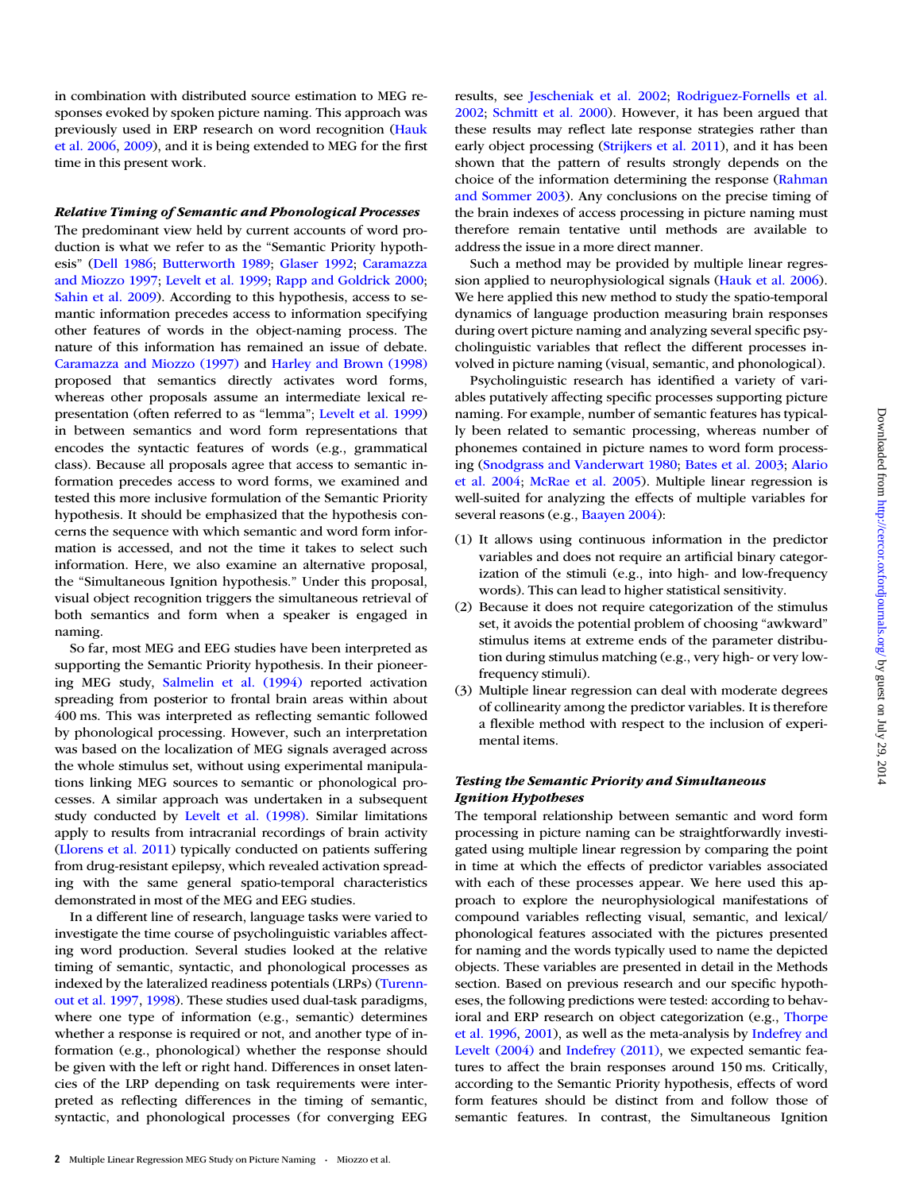in combination with distributed source estimation to MEG responses evoked by spoken picture naming. This approach was previously used in ERP research on word recognition (Hauk et al. 2006, 2009), and it is being extended to MEG for the first time in this present work.

### *Relative Timing of Semantic and Phonological Processes*

The predominant view held by current accounts of word production is what we refer to as the "Semantic Priority hypothesis" (Dell 1986; Butterworth 1989; Glaser 1992; Caramazza and Miozzo 1997; Levelt et al. 1999; Rapp and Goldrick 2000; Sahin et al. 2009). According to this hypothesis, access to semantic information precedes access to information specifying other features of words in the object-naming process. The nature of this information has remained an issue of debate. Caramazza and Miozzo (1997) and Harley and Brown (1998) proposed that semantics directly activates word forms, whereas other proposals assume an intermediate lexical representation (often referred to as "lemma"; Levelt et al. 1999) in between semantics and word form representations that encodes the syntactic features of words (e.g., grammatical class). Because all proposals agree that access to semantic information precedes access to word forms, we examined and tested this more inclusive formulation of the Semantic Priority hypothesis. It should be emphasized that the hypothesis concerns the sequence with which semantic and word form information is accessed, and not the time it takes to select such information. Here, we also examine an alternative proposal, the "Simultaneous Ignition hypothesis." Under this proposal, visual object recognition triggers the simultaneous retrieval of both semantics and form when a speaker is engaged in naming.

So far, most MEG and EEG studies have been interpreted as supporting the Semantic Priority hypothesis. In their pioneering MEG study, Salmelin et al. (1994) reported activation spreading from posterior to frontal brain areas within about 400 ms. This was interpreted as reflecting semantic followed by phonological processing. However, such an interpretation was based on the localization of MEG signals averaged across the whole stimulus set, without using experimental manipulations linking MEG sources to semantic or phonological processes. A similar approach was undertaken in a subsequent study conducted by Levelt et al. (1998). Similar limitations apply to results from intracranial recordings of brain activity (Llorens et al. 2011) typically conducted on patients suffering from drug-resistant epilepsy, which revealed activation spreading with the same general spatio-temporal characteristics demonstrated in most of the MEG and EEG studies.

In a different line of research, language tasks were varied to investigate the time course of psycholinguistic variables affecting word production. Several studies looked at the relative timing of semantic, syntactic, and phonological processes as indexed by the lateralized readiness potentials (LRPs) (Turennout et al. 1997, 1998). These studies used dual-task paradigms, where one type of information (e.g., semantic) determines whether a response is required or not, and another type of information (e.g., phonological) whether the response should be given with the left or right hand. Differences in onset latencies of the LRP depending on task requirements were interpreted as reflecting differences in the timing of semantic, syntactic, and phonological processes (for converging EEG results, see Jescheniak et al. 2002; Rodriguez-Fornells et al. 2002; Schmitt et al. 2000). However, it has been argued that these results may reflect late response strategies rather than early object processing (Strijkers et al. 2011), and it has been shown that the pattern of results strongly depends on the choice of the information determining the response (Rahman and Sommer 2003). Any conclusions on the precise timing of the brain indexes of access processing in picture naming must therefore remain tentative until methods are available to address the issue in a more direct manner.

Such a method may be provided by multiple linear regression applied to neurophysiological signals (Hauk et al. 2006). We here applied this new method to study the spatio-temporal dynamics of language production measuring brain responses during overt picture naming and analyzing several specific psycholinguistic variables that reflect the different processes involved in picture naming (visual, semantic, and phonological).

Psycholinguistic research has identified a variety of variables putatively affecting specific processes supporting picture naming. For example, number of semantic features has typically been related to semantic processing, whereas number of phonemes contained in picture names to word form processing (Snodgrass and Vanderwart 1980; Bates et al. 2003; Alario et al. 2004; McRae et al. 2005). Multiple linear regression is well-suited for analyzing the effects of multiple variables for several reasons (e.g., Baayen 2004):

1. It allows using continuous information in the predictor variables and does not require an artificial binary categorization of the stimuli (e.g., into high- and low-frequency words). This can lead to higher statistical sensitivity.
2. Because it does not require categorization of the stimulus set, it avoids the potential problem of choosing "awkward" stimulus items at extreme ends of the parameter distribution during stimulus matching (e.g., very high- or very low-frequency stimuli).
3. Multiple linear regression can deal with moderate degrees of collinearity among the predictor variables. It is therefore a flexible method with respect to the inclusion of experimental items.

### *Testing the Semantic Priority and Simultaneous Ignition Hypotheses*

The temporal relationship between semantic and word form processing in picture naming can be straightforwardly investigated using multiple linear regression by comparing the point in time at which the effects of predictor variables associated with each of these processes appear. We here used this approach to explore the neurophysiological manifestations of compound variables reflecting visual, semantic, and lexical/phonological features associated with the pictures presented for naming and the words typically used to name the depicted objects. These variables are presented in detail in the Methods section. Based on previous research and our specific hypotheses, the following predictions were tested: according to behavioral and ERP research on object categorization (e.g., Thorpe et al. 1996, 2001), as well as the meta-analysis by Indefrey and Levelt (2004) and Indefrey (2011), we expected semantic features to affect the brain responses around 150 ms. Critically, according to the Semantic Priority hypothesis, effects of word form features should be distinct from and follow those of semantic features. In contrast, the Simultaneous Ignition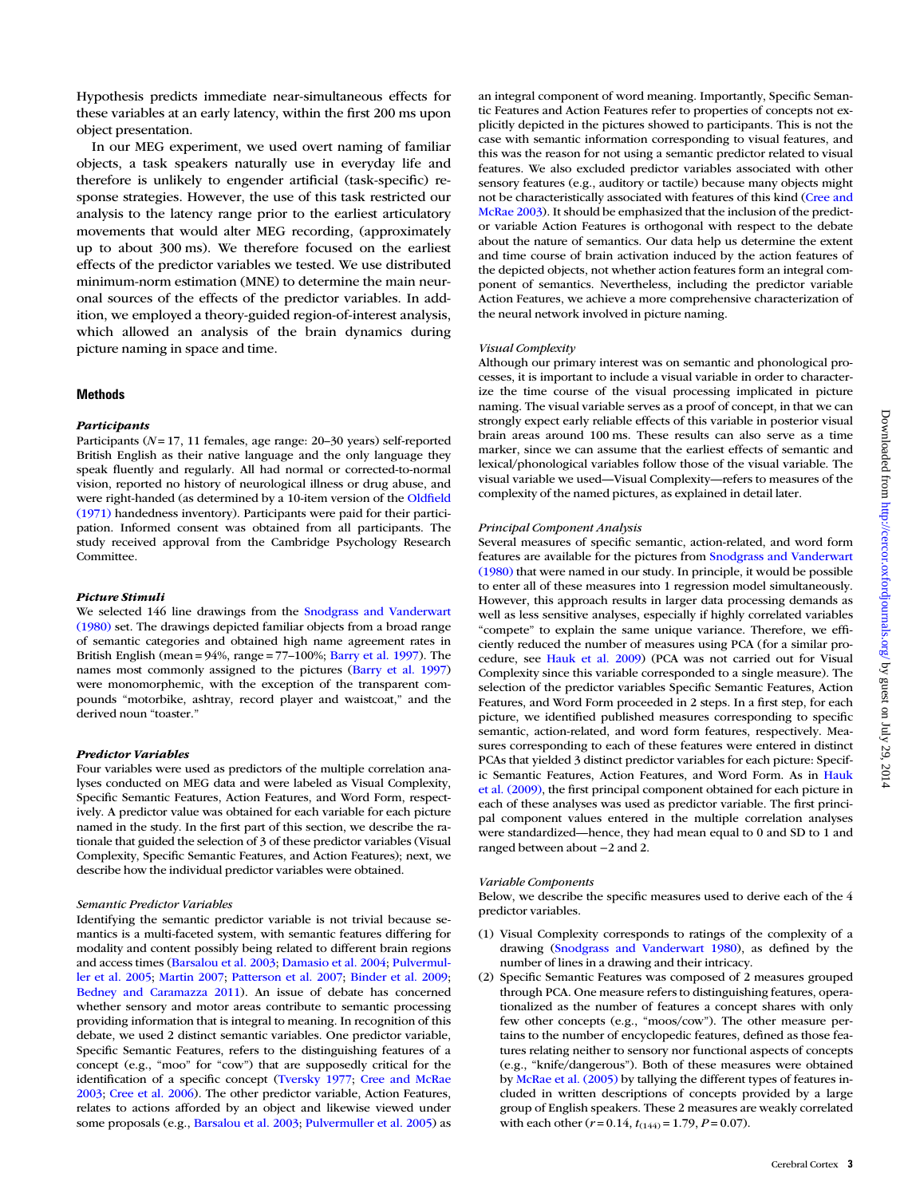Hypothesis predicts immediate near-simultaneous effects for these variables at an early latency, within the first 200 ms upon object presentation.

In our MEG experiment, we used overt naming of familiar objects, a task speakers naturally use in everyday life and therefore is unlikely to engender artificial (task-specific) response strategies. However, the use of this task restricted our analysis to the latency range prior to the earliest articulatory movements that would alter MEG recording, (approximately up to about 300 ms). We therefore focused on the earliest effects of the predictor variables we tested. We use distributed minimum-norm estimation (MNE) to determine the main neuronal sources of the effects of the predictor variables. In addition, we employed a theory-guided region-of-interest analysis, which allowed an analysis of the brain dynamics during picture naming in space and time.

## Methods

### *Participants*

Participants ($N = 17$, 11 females, age range: 20–30 years) self-reported British English as their native language and the only language they speak fluently and regularly. All had normal or corrected-to-normal vision, reported no history of neurological illness or drug abuse, and were right-handed (as determined by a 10-item version of the Oldfield (1971) handedness inventory). Participants were paid for their participation. Informed consent was obtained from all participants. The study received approval from the Cambridge Psychology Research Committee.

### *Picture Stimuli*

We selected 146 line drawings from the Snodgrass and Vanderwart (1980) set. The drawings depicted familiar objects from a broad range of semantic categories and obtained high name agreement rates in British English (mean = 94%, range = 77–100%; Barry et al. 1997). The names most commonly assigned to the pictures (Barry et al. 1997) were monomorphemic, with the exception of the transparent compounds "motorbike, ashtray, record player and waistcoat," and the derived noun "toaster."

### *Predictor Variables*

Four variables were used as predictors of the multiple correlation analyses conducted on MEG data and were labeled as Visual Complexity, Specific Semantic Features, Action Features, and Word Form, respectively. A predictor value was obtained for each variable for each picture named in the study. In the first part of this section, we describe the rationale that guided the selection of 3 of these predictor variables (Visual Complexity, Specific Semantic Features, and Action Features); next, we describe how the individual predictor variables were obtained.

#### *Semantic Predictor Variables*

Identifying the semantic predictor variable is not trivial because semantics is a multi-faceted system, with semantic features differing for modality and content possibly being related to different brain regions and access times (Barsalou et al. 2003; Damasio et al. 2004; Pulvermuller et al. 2005; Martin 2007; Patterson et al. 2007; Binder et al. 2009; Bedney and Caramazza 2011). An issue of debate has concerned whether sensory and motor areas contribute to semantic processing providing information that is integral to meaning. In recognition of this debate, we used 2 distinct semantic variables. One predictor variable, Specific Semantic Features, refers to the distinguishing features of a concept (e.g., "moo" for "cow") that are supposedly critical for the identification of a specific concept (Tversky 1977; Cree and McRae 2003; Cree et al. 2006). The other predictor variable, Action Features, relates to actions afforded by an object and likewise viewed under some proposals (e.g., Barsalou et al. 2003; Pulvermuller et al. 2005) as an integral component of word meaning. Importantly, Specific Semantic Features and Action Features refer to properties of concepts not explicitly depicted in the pictures showed to participants. This is not the case with semantic information corresponding to visual features, and this was the reason for not using a semantic predictor related to visual features. We also excluded predictor variables associated with other sensory features (e.g., auditory or tactile) because many objects might not be characteristically associated with features of this kind (Cree and McRae 2003). It should be emphasized that the inclusion of the predictor variable Action Features is orthogonal with respect to the debate about the nature of semantics. Our data help us determine the extent and time course of brain activation induced by the action features of the depicted objects, not whether action features form an integral component of semantics. Nevertheless, including the predictor variable Action Features, we achieve a more comprehensive characterization of the neural network involved in picture naming.

#### *Visual Complexity*

Although our primary interest was on semantic and phonological processes, it is important to include a visual variable in order to characterize the time course of the visual processing implicated in picture naming. The visual variable serves as a proof of concept, in that we can strongly expect early reliable effects of this variable in posterior visual brain areas around 100 ms. These results can also serve as a time marker, since we can assume that the earliest effects of semantic and lexical/phonological variables follow those of the visual variable. The visual variable we used—Visual Complexity—refers to measures of the complexity of the named pictures, as explained in detail later.

#### *Principal Component Analysis*

Several measures of specific semantic, action-related, and word form features are available for the pictures from Snodgrass and Vanderwart (1980) that were named in our study. In principle, it would be possible to enter all of these measures into 1 regression model simultaneously. However, this approach results in larger data processing demands as well as less sensitive analyses, especially if highly correlated variables "compete" to explain the same unique variance. Therefore, we efficiently reduced the number of measures using PCA (for a similar procedure, see Hauk et al. 2009) (PCA was not carried out for Visual Complexity since this variable corresponded to a single measure). The selection of the predictor variables Specific Semantic Features, Action Features, and Word Form proceeded in 2 steps. In a first step, for each picture, we identified published measures corresponding to specific semantic, action-related, and word form features, respectively. Measures corresponding to each of these features were entered in distinct PCAs that yielded 3 distinct predictor variables for each picture: Specific Semantic Features, Action Features, and Word Form. As in Hauk et al. (2009), the first principal component obtained for each picture in each of these analyses was used as predictor variable. The first principal component values entered in the multiple correlation analyses were standardized—hence, they had mean equal to 0 and SD to 1 and ranged between about −2 and 2.

#### *Variable Components*

Below, we describe the specific measures used to derive each of the 4 predictor variables.

(1) Visual Complexity corresponds to ratings of the complexity of a drawing (Snodgrass and Vanderwart 1980), as defined by the number of lines in a drawing and their intricacy.
(2) Specific Semantic Features was composed of 2 measures grouped through PCA. One measure refers to distinguishing features, operationalized as the number of features a concept shares with only few other concepts (e.g., "moos/cow"). The other measure pertains to the number of encyclopedic features, defined as those features relating neither to sensory nor functional aspects of concepts (e.g., "knife/dangerous"). Both of these measures were obtained by McRae et al. (2005) by tallying the different types of features included in written descriptions of concepts provided by a large group of English speakers. These 2 measures are weakly correlated with each other ($r = 0.14$, $t_{(144)} = 1.79$, $P = 0.07$).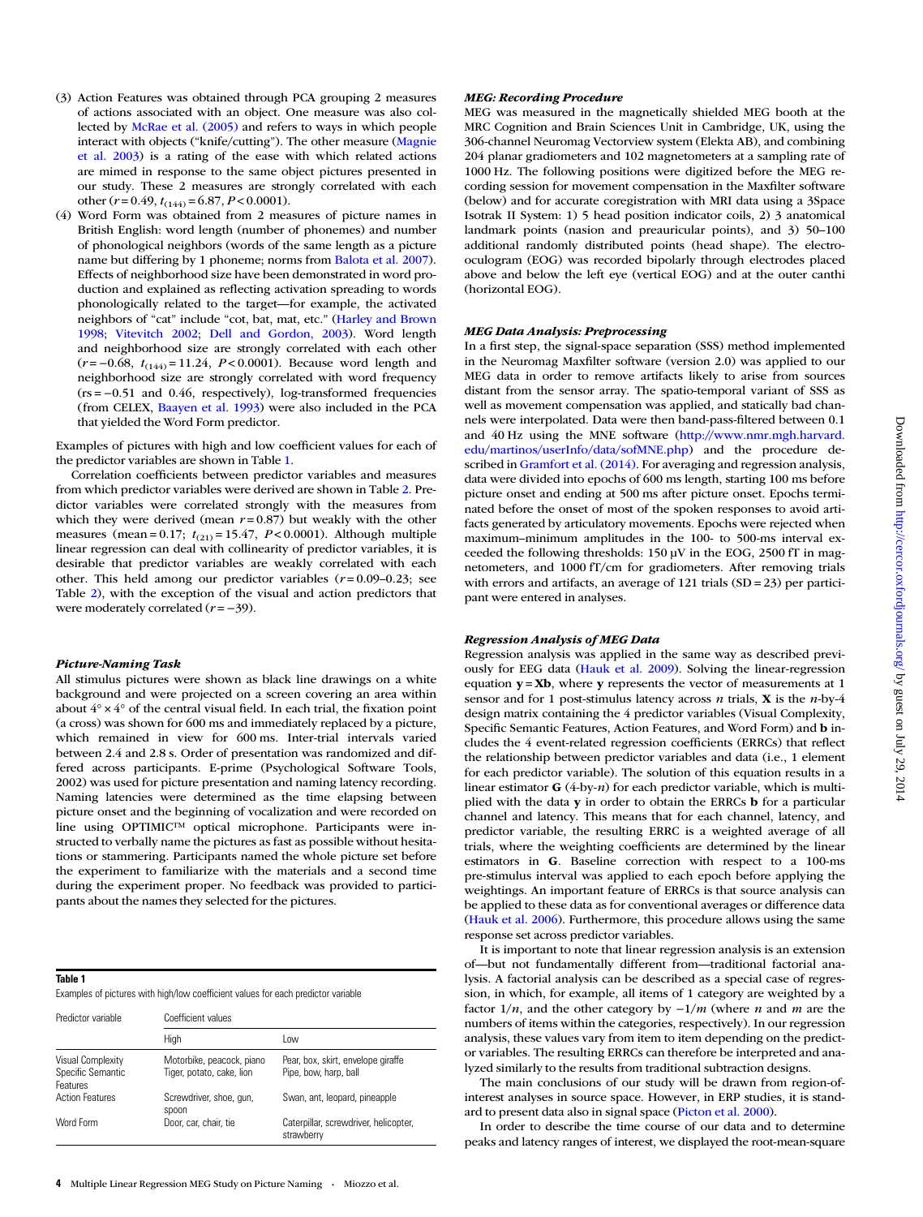(3) Action Features was obtained through PCA grouping 2 measures of actions associated with an object. One measure was also collected by McRae et al. (2005) and refers to ways in which people interact with objects ("knife/cutting"). The other measure (Magnie et al. 2003) is a rating of the ease with which related actions are mimed in response to the same object pictures presented in our study. These 2 measures are strongly correlated with each other ($r = 0.49$, $t_{(144)} = 6.87$, $P < 0.0001$).

(4) Word Form was obtained from 2 measures of picture names in British English: word length (number of phonemes) and number of phonological neighbors (words of the same length as a picture name but differing by 1 phoneme; norms from Balota et al. 2007). Effects of neighborhood size have been demonstrated in word production and explained as reflecting activation spreading to words phonologically related to the target—for example, the activated neighbors of "cat" include "cot, bat, mat, etc." (Harley and Brown 1998; Vitevitch 2002; Dell and Gordon, 2003). Word length and neighborhood size are strongly correlated with each other ($r = -0.68$, $t_{(144)} = 11.24$, $P < 0.0001$). Because word length and neighborhood size are strongly correlated with word frequency (rs = −0.51 and 0.46, respectively), log-transformed frequencies (from CELEX, Baayen et al. 1993) were also included in the PCA that yielded the Word Form predictor.

Examples of pictures with high and low coefficient values for each of the predictor variables are shown in Table 1.

Correlation coefficients between predictor variables and measures from which predictor variables were derived are shown in Table 2. Predictor variables were correlated strongly with the measures from which they were derived (mean $r = 0.87$) but weakly with the other measures (mean = 0.17; $t_{(21)} = 15.47$, $P < 0.0001$). Although multiple linear regression can deal with collinearity of predictor variables, it is desirable that predictor variables are weakly correlated with each other. This held among our predictor variables ($r = 0.09$–$0.23$; see Table 2), with the exception of the visual and action predictors that were moderately correlated ($r = -39$).

### *Picture-Naming Task*

All stimulus pictures were shown as black line drawings on a white background and were projected on a screen covering an area within about 4° × 4° of the central visual field. In each trial, the fixation point (a cross) was shown for 600 ms and immediately replaced by a picture, which remained in view for 600 ms. Inter-trial intervals varied between 2.4 and 2.8 s. Order of presentation was randomized and differed across participants. E-prime (Psychological Software Tools, 2002) was used for picture presentation and naming latency recording. Naming latencies were determined as the time elapsing between picture onset and the beginning of vocalization and were recorded on line using OPTIMIC™ optical microphone. Participants were instructed to verbally name the pictures as fast as possible without hesitations or stammering. Participants named the whole picture set before the experiment to familiarize with the materials and a second time during the experiment proper. No feedback was provided to participants about the names they selected for the pictures.

**Table 1**

Examples of pictures with high/low coefficient values for each predictor variable

| Predictor variable | Coefficient values | |
|---|---|---|
| | High | Low |
| Visual Complexity | Motorbike, peacock, piano | Pear, box, skirt, envelope giraffe |
| Specific Semantic Features | Tiger, potato, cake, lion | Pipe, bow, harp, ball |
| Action Features | Screwdriver, shoe, gun, spoon | Swan, ant, leopard, pineapple |
| Word Form | Door, car, chair, tie | Caterpillar, screwdriver, helicopter, strawberry |

### *MEG: Recording Procedure*

MEG was measured in the magnetically shielded MEG booth at the MRC Cognition and Brain Sciences Unit in Cambridge, UK, using the 306-channel Neuromag Vectorview system (Elekta AB), and combining 204 planar gradiometers and 102 magnetometers at a sampling rate of 1000 Hz. The following positions were digitized before the MEG recording session for movement compensation in the Maxfilter software (below) and for accurate coregistration with MRI data using a 3Space Isotrak II System: 1) 5 head position indicator coils, 2) 3 anatomical landmark points (nasion and preauricular points), and 3) 50–100 additional randomly distributed points (head shape). The electro-oculogram (EOG) was recorded bipolarly through electrodes placed above and below the left eye (vertical EOG) and at the outer canthi (horizontal EOG).

### *MEG Data Analysis: Preprocessing*

In a first step, the signal-space separation (SSS) method implemented in the Neuromag Maxfilter software (version 2.0) was applied to our MEG data in order to remove artifacts likely to arise from sources distant from the sensor array. The spatio-temporal variant of SSS as well as movement compensation was applied, and statically bad channels were interpolated. Data were then band-pass-filtered between 0.1 and 40 Hz using the MNE software (http://www.nmr.mgh.harvard.edu/martinos/userInfo/data/sofMNE.php) and the procedure described in Gramfort et al. (2014). For averaging and regression analysis, data were divided into epochs of 600 ms length, starting 100 ms before picture onset and ending at 500 ms after picture onset. Epochs terminated before the onset of most of the spoken responses to avoid artifacts generated by articulatory movements. Epochs were rejected when maximum–minimum amplitudes in the 100- to 500-ms interval exceeded the following thresholds: 150 µV in the EOG, 2500 fT in magnetometers, and 1000 fT/cm for gradiometers. After removing trials with errors and artifacts, an average of 121 trials (SD = 23) per participant were entered in analyses.

### *Regression Analysis of MEG Data*

Regression analysis was applied in the same way as described previously for EEG data (Hauk et al. 2009). Solving the linear-regression equation $\mathbf{y} = \mathbf{X}\mathbf{b}$, where $\mathbf{y}$ represents the vector of measurements at 1 sensor and for 1 post-stimulus latency across $n$ trials, $\mathbf{X}$ is the $n$-by-4 design matrix containing the 4 predictor variables (Visual Complexity, Specific Semantic Features, Action Features, and Word Form) and $\mathbf{b}$ includes the 4 event-related regression coefficients (ERRCs) that reflect the relationship between predictor variables and data (i.e., 1 element for each predictor variable). The solution of this equation results in a linear estimator $\mathbf{G}$ (4-by-$n$) for each predictor variable, which is multiplied with the data $\mathbf{y}$ in order to obtain the ERRCs $\mathbf{b}$ for a particular channel and latency. This means that for each channel, latency, and predictor variable, the resulting ERRC is a weighted average of all trials, where the weighting coefficients are determined by the linear estimators in $\mathbf{G}$. Baseline correction with respect to a 100-ms pre-stimulus interval was applied to each epoch before applying the weightings. An important feature of ERRCs is that source analysis can be applied to these data as for conventional averages or difference data (Hauk et al. 2006). Furthermore, this procedure allows using the same response set across predictor variables.

It is important to note that linear regression analysis is an extension of—but not fundamentally different from—traditional factorial analysis. A factorial analysis can be described as a special case of regression, in which, for example, all items of 1 category are weighted by a factor $1/n$, and the other category by $-1/m$ (where $n$ and $m$ are the numbers of items within the categories, respectively). In our regression analysis, these values vary from item to item depending on the predictor variables. The resulting ERRCs can therefore be interpreted and analyzed similarly to the results from traditional subtraction designs.

The main conclusions of our study will be drawn from region-of-interest analyses in source space. However, in ERP studies, it is standard to present data also in signal space (Picton et al. 2000).

In order to describe the time course of our data and to determine peaks and latency ranges of interest, we displayed the root-mean-square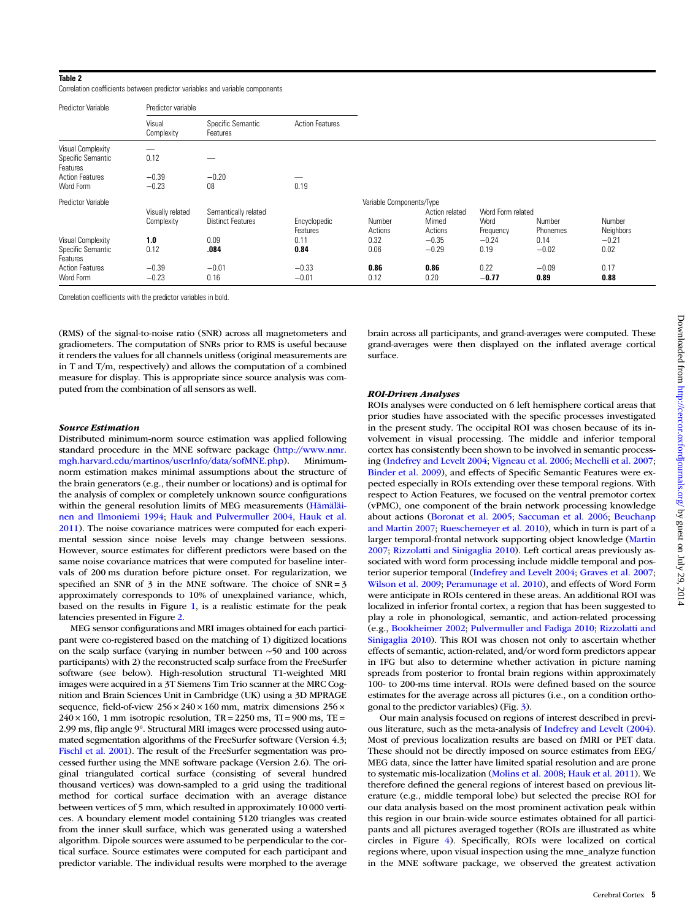**Table 2**

Correlation coefficients between predictor variables and variable components

| Predictor Variable | Predictor variable | | | | | | | |
|---|---|---|---|---|---|---|---|---|
| | Visual Complexity | Specific Semantic Features | Action Features | | | | | |
| Visual Complexity | — | | | | | | | |
| Specific Semantic Features | 0.12 | — | | | | | | |
| Action Features | −0.39 | −0.20 | — | | | | | |
| Word Form | −0.23 | 08 | 0.19 | | | | | |
| **Predictor Variable** | **Variable Components/Type** | | | | | | | |
| | Visually related | Semantically related | | | Action related | Word Form related | | |
| | Complexity | Distinct Features | Encyclopedic Features | Number Actions | Mimed Actions | Word Frequency | Number Phonemes | Number Neighbors |
| Visual Complexity | **1.0** | 0.09 | 0.11 | 0.32 | −0.35 | −0.24 | 0.14 | −0.21 |
| Specific Semantic Features | 0.12 | **.084** | **0.84** | 0.06 | −0.29 | 0.19 | −0.02 | 0.02 |
| Action Features | −0.39 | −0.01 | −0.33 | **0.86** | **0.86** | 0.22 | −0.09 | 0.17 |
| Word Form | −0.23 | 0.16 | −0.01 | 0.12 | 0.20 | **−0.77** | **0.89** | **0.88** |

Correlation coefficients with the predictor variables in bold.

(RMS) of the signal-to-noise ratio (SNR) across all magnetometers and gradiometers. The computation of SNRs prior to RMS is useful because it renders the values for all channels unitless (original measurements are in T and T/m, respectively) and allows the computation of a combined measure for display. This is appropriate since source analysis was computed from the combination of all sensors as well.

### *Source Estimation*

Distributed minimum-norm source estimation was applied following standard procedure in the MNE software package (http://www.nmr.mgh.harvard.edu/martinos/userInfo/data/sofMNE.php). Minimum-norm estimation makes minimal assumptions about the structure of the brain generators (e.g., their number or locations) and is optimal for the analysis of complex or completely unknown source configurations within the general resolution limits of MEG measurements (Hämäläinen and Ilmoniemi 1994; Hauk and Pulvermuller 2004, Hauk et al. 2011). The noise covariance matrices were computed for each experimental session since noise levels may change between sessions. However, source estimates for different predictors were based on the same noise covariance matrices that were computed for baseline intervals of 200 ms duration before picture onset. For regularization, we specified an SNR of 3 in the MNE software. The choice of SNR = 3 approximately corresponds to 10% of unexplained variance, which, based on the results in Figure 1, is a realistic estimate for the peak latencies presented in Figure 2.

MEG sensor configurations and MRI images obtained for each participant were co-registered based on the matching of 1) digitized locations on the scalp surface (varying in number between ∼50 and 100 across participants) with 2) the reconstructed scalp surface from the FreeSurfer software (see below). High-resolution structural T1-weighted MRI images were acquired in a 3T Siemens Tim Trio scanner at the MRC Cognition and Brain Sciences Unit in Cambridge (UK) using a 3D MPRAGE sequence, field-of-view 256 × 240 × 160 mm, matrix dimensions 256 × 240 × 160, 1 mm isotropic resolution, TR = 2250 ms, TI = 900 ms, TE = 2.99 ms, flip angle 9°. Structural MRI images were processed using automated segmentation algorithms of the FreeSurfer software (Version 4.3; Fischl et al. 2001). The result of the FreeSurfer segmentation was processed further using the MNE software package (Version 2.6). The original triangulated cortical surface (consisting of several hundred thousand vertices) was down-sampled to a grid using the traditional method for cortical surface decimation with an average distance between vertices of 5 mm, which resulted in approximately 10 000 vertices. A boundary element model containing 5120 triangles was created from the inner skull surface, which was generated using a watershed algorithm. Dipole sources were assumed to be perpendicular to the cortical surface. Source estimates were computed for each participant and predictor variable. The individual results were morphed to the average brain across all participants, and grand-averages were computed. These grand-averages were then displayed on the inflated average cortical surface.

### *ROI-Driven Analyses*

ROIs analyses were conducted on 6 left hemisphere cortical areas that prior studies have associated with the specific processes investigated in the present study. The occipital ROI was chosen because of its involvement in visual processing. The middle and inferior temporal cortex has consistently been shown to be involved in semantic processing (Indefrey and Levelt 2004; Vigneau et al. 2006; Mechelli et al. 2007; Binder et al. 2009), and effects of Specific Semantic Features were expected especially in ROIs extending over these temporal regions. With respect to Action Features, we focused on the ventral premotor cortex (vPMC), one component of the brain network processing knowledge about actions (Boronat et al. 2005; Saccuman et al. 2006; Beuchanp and Martin 2007; Rueschemeyer et al. 2010), which in turn is part of a larger temporal-frontal network supporting object knowledge (Martin 2007; Rizzolatti and Sinigaglia 2010). Left cortical areas previously associated with word form processing include middle temporal and posterior superior temporal (Indefrey and Levelt 2004; Graves et al. 2007; Wilson et al. 2009; Peramunage et al. 2010), and effects of Word Form were anticipate in ROIs centered in these areas. An additional ROI was localized in inferior frontal cortex, a region that has been suggested to play a role in phonological, semantic, and action-related processing (e.g., Bookheimer 2002; Pulvermuller and Fadiga 2010; Rizzolatti and Sinigaglia 2010). This ROI was chosen not only to ascertain whether effects of semantic, action-related, and/or word form predictors appear in IFG but also to determine whether activation in picture naming spreads from posterior to frontal brain regions within approximately 100- to 200-ms time interval. ROIs were defined based on the source estimates for the average across all pictures (i.e., on a condition orthogonal to the predictor variables) (Fig. 3).

Our main analysis focused on regions of interest described in previous literature, such as the meta-analysis of Indefrey and Levelt (2004). Most of previous localization results are based on fMRI or PET data. These should not be directly imposed on source estimates from EEG/MEG data, since the latter have limited spatial resolution and are prone to systematic mis-localization (Molins et al. 2008; Hauk et al. 2011). We therefore defined the general regions of interest based on previous literature (e.g., middle temporal lobe) but selected the precise ROI for our data analysis based on the most prominent activation peak within this region in our brain-wide source estimates obtained for all participants and all pictures averaged together (ROIs are illustrated as white circles in Figure 4). Specifically, ROIs were localized on cortical regions where, upon visual inspection using the mne_analyze function in the MNE software package, we observed the greatest activation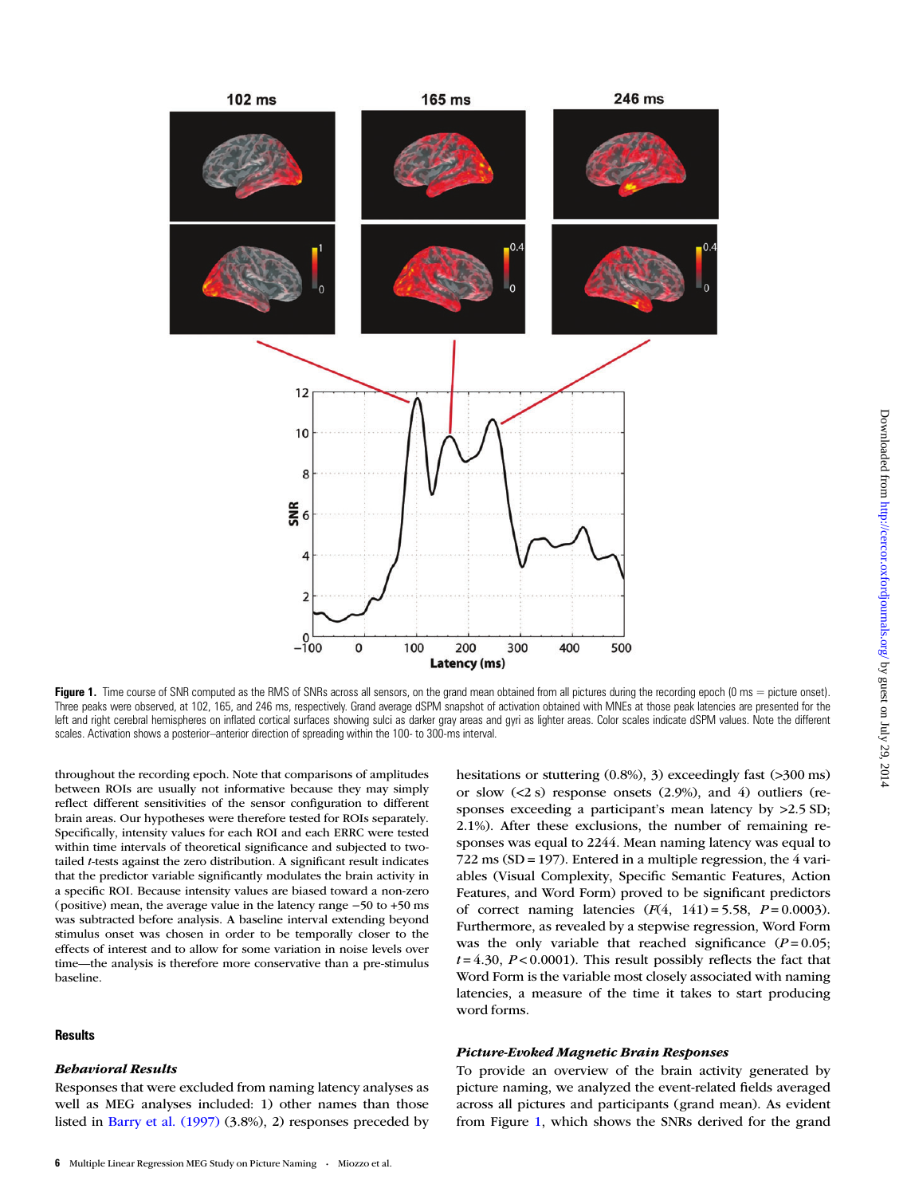Figure 1. Time course of SNR computed as the RMS of SNRs across all sensors, on the grand mean obtained from all pictures during the recording epoch (0 ms = picture onset). Three peaks were observed, at 102, 165, and 246 ms, respectively. Grand average dSPM snapshot of activation obtained with MNEs at those peak latencies are presented for the left and right cerebral hemispheres on inflated cortical surfaces showing sulci as darker gray areas and gyri as lighter areas. Color scales indicate dSPM values. Note the different scales. Activation shows a posterior–anterior direction of spreading within the 100- to 300-ms interval.

throughout the recording epoch. Note that comparisons of amplitudes between ROIs are usually not informative because they may simply reflect different sensitivities of the sensor configuration to different brain areas. Our hypotheses were therefore tested for ROIs separately. Specifically, intensity values for each ROI and each ERRC were tested within time intervals of theoretical significance and subjected to two-tailed *t*-tests against the zero distribution. A significant result indicates that the predictor variable significantly modulates the brain activity in a specific ROI. Because intensity values are biased toward a non-zero (positive) mean, the average value in the latency range −50 to +50 ms was subtracted before analysis. A baseline interval extending beyond stimulus onset was chosen in order to be temporally closer to the effects of interest and to allow for some variation in noise levels over time—the analysis is therefore more conservative than a pre-stimulus baseline.

## Results

### *Behavioral Results*

Responses that were excluded from naming latency analyses as well as MEG analyses included: 1) other names than those listed in Barry et al. (1997) (3.8%), 2) responses preceded by hesitations or stuttering (0.8%), 3) exceedingly fast (>300 ms) or slow (<2 s) response onsets (2.9%), and 4) outliers (responses exceeding a participant's mean latency by >2.5 SD; 2.1%). After these exclusions, the number of remaining responses was equal to 2244. Mean naming latency was equal to 722 ms (SD = 197). Entered in a multiple regression, the 4 variables (Visual Complexity, Specific Semantic Features, Action Features, and Word Form) proved to be significant predictors of correct naming latencies ($F(4, 141) = 5.58$, $P = 0.0003$). Furthermore, as revealed by a stepwise regression, Word Form was the only variable that reached significance ($P = 0.05$; $t = 4.30$, $P < 0.0001$). This result possibly reflects the fact that Word Form is the variable most closely associated with naming latencies, a measure of the time it takes to start producing word forms.

### *Picture-Evoked Magnetic Brain Responses*

To provide an overview of the brain activity generated by picture naming, we analyzed the event-related fields averaged across all pictures and participants (grand mean). As evident from Figure 1, which shows the SNRs derived for the grand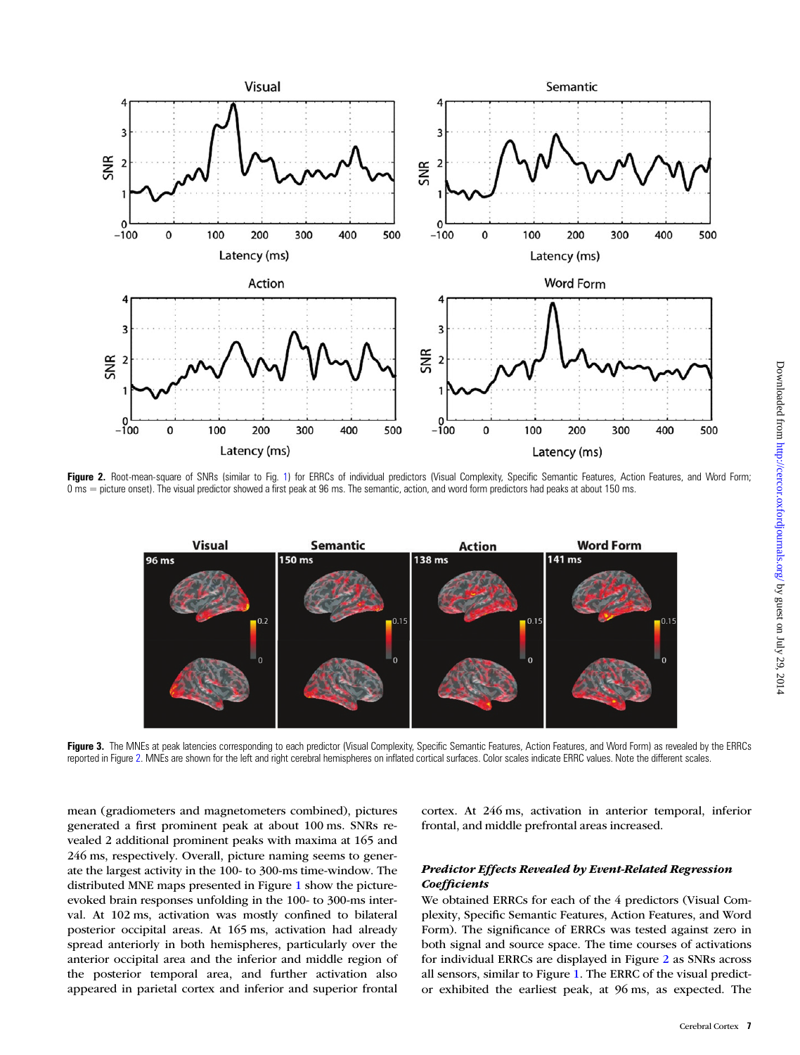**Figure 2.** Root-mean-square of SNRs (similar to Fig. 1) for ERRCs of individual predictors (Visual Complexity, Specific Semantic Features, Action Features, and Word Form; 0 ms = picture onset). The visual predictor showed a first peak at 96 ms. The semantic, action, and word form predictors had peaks at about 150 ms.

**Figure 3.** The MNEs at peak latencies corresponding to each predictor (Visual Complexity, Specific Semantic Features, Action Features, and Word Form) as revealed by the ERRCs reported in Figure 2. MNEs are shown for the left and right cerebral hemispheres on inflated cortical surfaces. Color scales indicate ERRC values. Note the different scales.

mean (gradiometers and magnetometers combined), pictures generated a first prominent peak at about 100 ms. SNRs revealed 2 additional prominent peaks with maxima at 165 and 246 ms, respectively. Overall, picture naming seems to generate the largest activity in the 100- to 300-ms time-window. The distributed MNE maps presented in Figure 1 show the picture-evoked brain responses unfolding in the 100- to 300-ms interval. At 102 ms, activation was mostly confined to bilateral posterior occipital areas. At 165 ms, activation had already spread anteriorly in both hemispheres, particularly over the anterior occipital area and the inferior and middle region of the posterior temporal area, and further activation also appeared in parietal cortex and inferior and superior frontal cortex. At 246 ms, activation in anterior temporal, inferior frontal, and middle prefrontal areas increased.

### *Predictor Effects Revealed by Event-Related Regression Coefficients*

We obtained ERRCs for each of the 4 predictors (Visual Complexity, Specific Semantic Features, Action Features, and Word Form). The significance of ERRCs was tested against zero in both signal and source space. The time courses of activations for individual ERRCs are displayed in Figure 2 as SNRs across all sensors, similar to Figure 1. The ERRC of the visual predictor exhibited the earliest peak, at 96 ms, as expected. The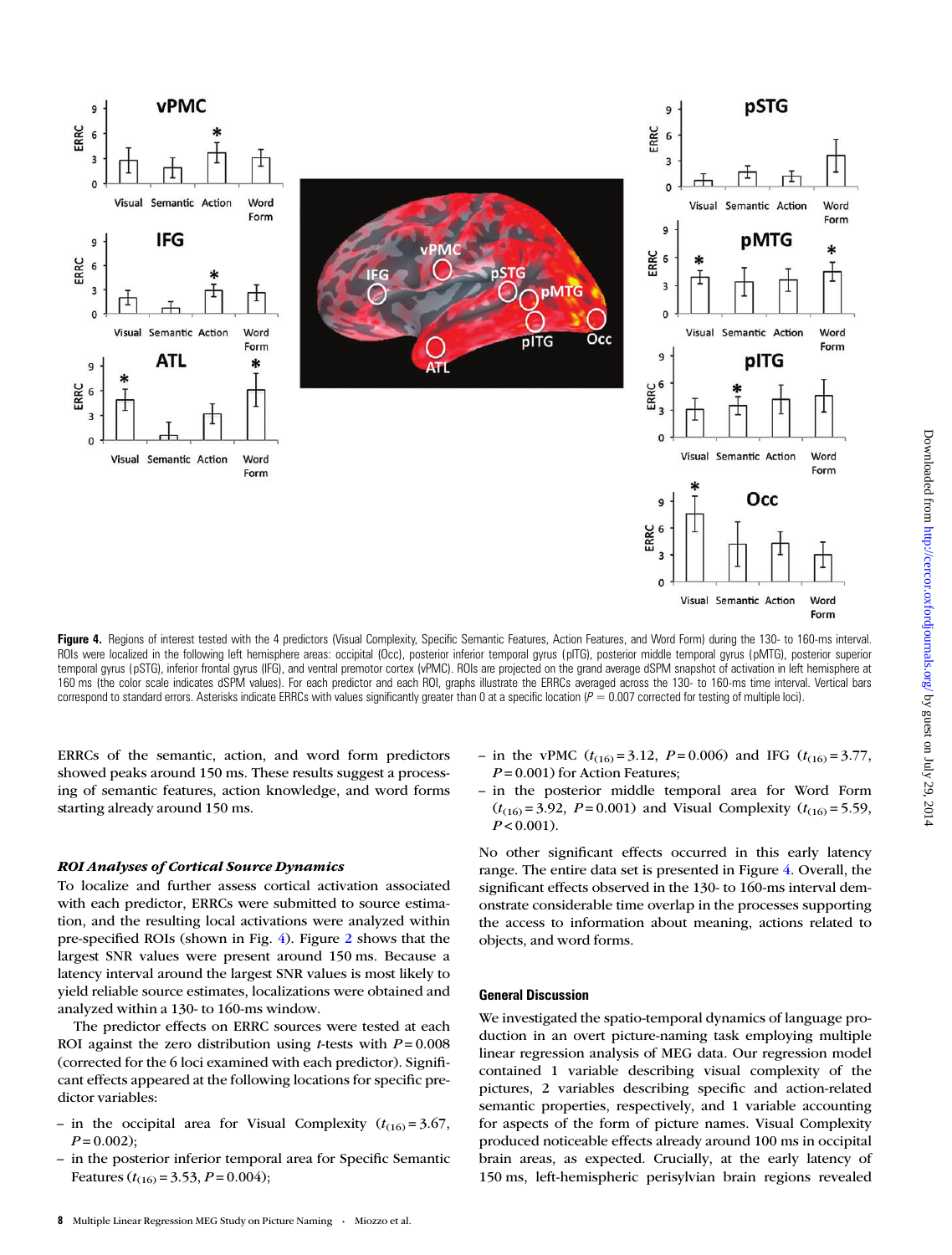**Figure 4.** Regions of interest tested with the 4 predictors (Visual Complexity, Specific Semantic Features, Action Features, and Word Form) during the 130- to 160-ms interval. ROIs were localized in the following left hemisphere areas: occipital (Occ), posterior inferior temporal gyrus (pITG), posterior middle temporal gyrus (pMTG), posterior superior temporal gyrus (pSTG), inferior frontal gyrus (IFG), and ventral premotor cortex (vPMC). ROIs are projected on the grand average dSPM snapshot of activation in left hemisphere at 160 ms (the color scale indicates dSPM values). For each predictor and each ROI, graphs illustrate the ERRCs averaged across the 130- to 160-ms time interval. Vertical bars correspond to standard errors. Asterisks indicate ERRCs with values significantly greater than 0 at a specific location ($P = 0.007$ corrected for testing of multiple loci).

ERRCs of the semantic, action, and word form predictors showed peaks around 150 ms. These results suggest a processing of semantic features, action knowledge, and word forms starting already around 150 ms.

### *ROI Analyses of Cortical Source Dynamics*

To localize and further assess cortical activation associated with each predictor, ERRCs were submitted to source estimation, and the resulting local activations were analyzed within pre-specified ROIs (shown in Fig. 4). Figure 2 shows that the largest SNR values were present around 150 ms. Because a latency interval around the largest SNR values is most likely to yield reliable source estimates, localizations were obtained and analyzed within a 130- to 160-ms window.

The predictor effects on ERRC sources were tested at each ROI against the zero distribution using *t*-tests with $P = 0.008$ (corrected for the 6 loci examined with each predictor). Significant effects appeared at the following locations for specific predictor variables:

- in the occipital area for Visual Complexity ($t_{(16)} = 3.67$, $P = 0.002$);
- in the posterior inferior temporal area for Specific Semantic Features ($t_{(16)} = 3.53$, $P = 0.004$);
- in the vPMC ($t_{(16)} = 3.12$, $P = 0.006$) and IFG ($t_{(16)} = 3.77$, $P = 0.001$) for Action Features;
- in the posterior middle temporal area for Word Form ($t_{(16)} = 3.92$, $P = 0.001$) and Visual Complexity ($t_{(16)} = 5.59$, $P < 0.001$).

No other significant effects occurred in this early latency range. The entire data set is presented in Figure 4. Overall, the significant effects observed in the 130- to 160-ms interval demonstrate considerable time overlap in the processes supporting the access to information about meaning, actions related to objects, and word forms.

## General Discussion

We investigated the spatio-temporal dynamics of language production in an overt picture-naming task employing multiple linear regression analysis of MEG data. Our regression model contained 1 variable describing visual complexity of the pictures, 2 variables describing specific and action-related semantic properties, respectively, and 1 variable accounting for aspects of the form of picture names. Visual Complexity produced noticeable effects already around 100 ms in occipital brain areas, as expected. Crucially, at the early latency of 150 ms, left-hemispheric perisylvian brain regions revealed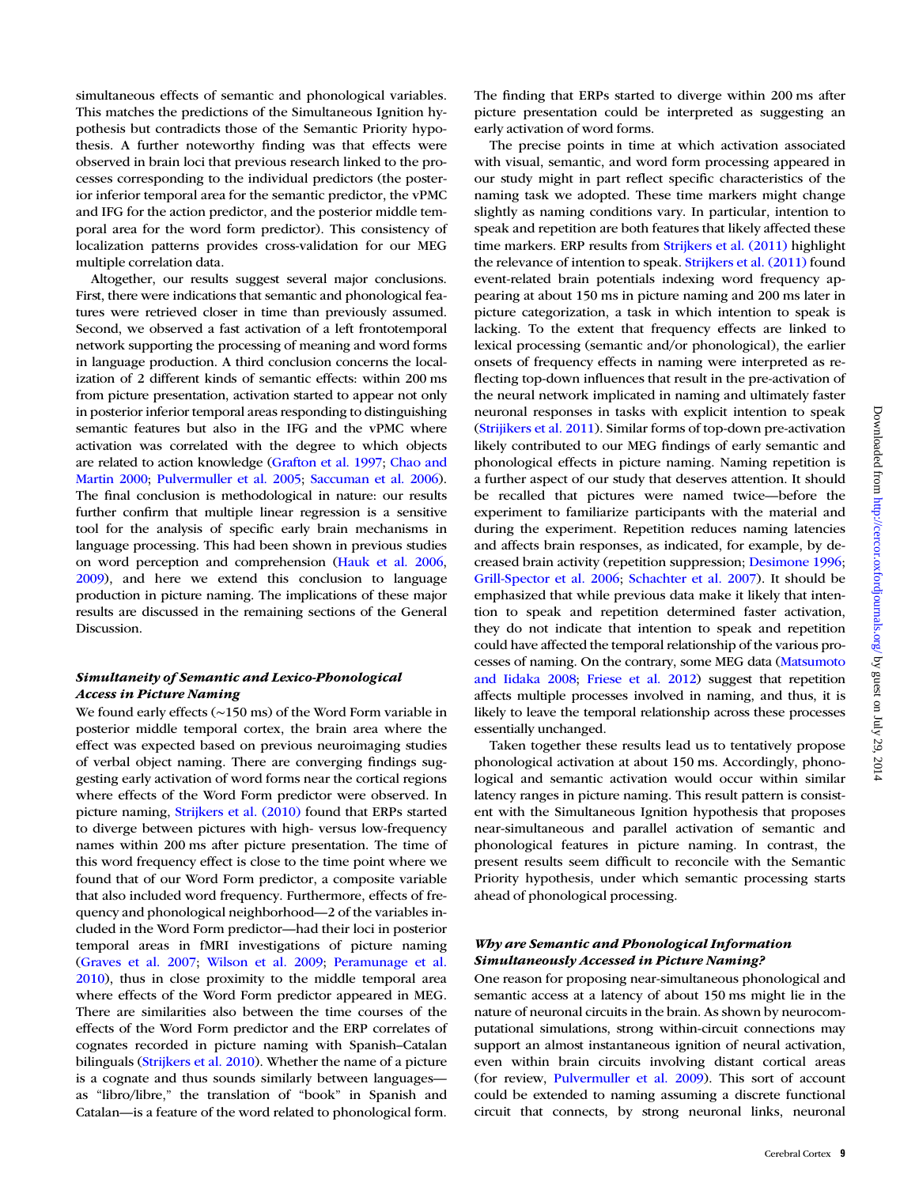simultaneous effects of semantic and phonological variables. This matches the predictions of the Simultaneous Ignition hypothesis but contradicts those of the Semantic Priority hypothesis. A further noteworthy finding was that effects were observed in brain loci that previous research linked to the processes corresponding to the individual predictors (the posterior inferior temporal area for the semantic predictor, the vPMC and IFG for the action predictor, and the posterior middle temporal area for the word form predictor). This consistency of localization patterns provides cross-validation for our MEG multiple correlation data.

Altogether, our results suggest several major conclusions. First, there were indications that semantic and phonological features were retrieved closer in time than previously assumed. Second, we observed a fast activation of a left frontotemporal network supporting the processing of meaning and word forms in language production. A third conclusion concerns the localization of 2 different kinds of semantic effects: within 200 ms from picture presentation, activation started to appear not only in posterior inferior temporal areas responding to distinguishing semantic features but also in the IFG and the vPMC where activation was correlated with the degree to which objects are related to action knowledge (Grafton et al. 1997; Chao and Martin 2000; Pulvermuller et al. 2005; Saccuman et al. 2006). The final conclusion is methodological in nature: our results further confirm that multiple linear regression is a sensitive tool for the analysis of specific early brain mechanisms in language processing. This had been shown in previous studies on word perception and comprehension (Hauk et al. 2006, 2009), and here we extend this conclusion to language production in picture naming. The implications of these major results are discussed in the remaining sections of the General Discussion.

### *Simultaneity of Semantic and Lexico-Phonological Access in Picture Naming*

We found early effects (~150 ms) of the Word Form variable in posterior middle temporal cortex, the brain area where the effect was expected based on previous neuroimaging studies of verbal object naming. There are converging findings suggesting early activation of word forms near the cortical regions where effects of the Word Form predictor were observed. In picture naming, Strijkers et al. (2010) found that ERPs started to diverge between pictures with high- versus low-frequency names within 200 ms after picture presentation. The time of this word frequency effect is close to the time point where we found that of our Word Form predictor, a composite variable that also included word frequency. Furthermore, effects of frequency and phonological neighborhood—2 of the variables included in the Word Form predictor—had their loci in posterior temporal areas in fMRI investigations of picture naming (Graves et al. 2007; Wilson et al. 2009; Peramunage et al. 2010), thus in close proximity to the middle temporal area where effects of the Word Form predictor appeared in MEG. There are similarities also between the time courses of the effects of the Word Form predictor and the ERP correlates of cognates recorded in picture naming with Spanish–Catalan bilinguals (Strijkers et al. 2010). Whether the name of a picture is a cognate and thus sounds similarly between languages—as "libro/libre," the translation of "book" in Spanish and Catalan—is a feature of the word related to phonological form. The finding that ERPs started to diverge within 200 ms after picture presentation could be interpreted as suggesting an early activation of word forms.

The precise points in time at which activation associated with visual, semantic, and word form processing appeared in our study might in part reflect specific characteristics of the naming task we adopted. These time markers might change slightly as naming conditions vary. In particular, intention to speak and repetition are both features that likely affected these time markers. ERP results from Strijkers et al. (2011) highlight the relevance of intention to speak. Strijkers et al. (2011) found event-related brain potentials indexing word frequency appearing at about 150 ms in picture naming and 200 ms later in picture categorization, a task in which intention to speak is lacking. To the extent that frequency effects are linked to lexical processing (semantic and/or phonological), the earlier onsets of frequency effects in naming were interpreted as reflecting top-down influences that result in the pre-activation of the neural network implicated in naming and ultimately faster neuronal responses in tasks with explicit intention to speak (Strijikers et al. 2011). Similar forms of top-down pre-activation likely contributed to our MEG findings of early semantic and phonological effects in picture naming. Naming repetition is a further aspect of our study that deserves attention. It should be recalled that pictures were named twice—before the experiment to familiarize participants with the material and during the experiment. Repetition reduces naming latencies and affects brain responses, as indicated, for example, by decreased brain activity (repetition suppression; Desimone 1996; Grill-Spector et al. 2006; Schachter et al. 2007). It should be emphasized that while previous data make it likely that intention to speak and repetition determined faster activation, they do not indicate that intention to speak and repetition could have affected the temporal relationship of the various processes of naming. On the contrary, some MEG data (Matsumoto and Iidaka 2008; Friese et al. 2012) suggest that repetition affects multiple processes involved in naming, and thus, it is likely to leave the temporal relationship across these processes essentially unchanged.

Taken together these results lead us to tentatively propose phonological activation at about 150 ms. Accordingly, phonological and semantic activation would occur within similar latency ranges in picture naming. This result pattern is consistent with the Simultaneous Ignition hypothesis that proposes near-simultaneous and parallel activation of semantic and phonological features in picture naming. In contrast, the present results seem difficult to reconcile with the Semantic Priority hypothesis, under which semantic processing starts ahead of phonological processing.

### *Why are Semantic and Phonological Information Simultaneously Accessed in Picture Naming?*

One reason for proposing near-simultaneous phonological and semantic access at a latency of about 150 ms might lie in the nature of neuronal circuits in the brain. As shown by neurocomputational simulations, strong within-circuit connections may support an almost instantaneous ignition of neural activation, even within brain circuits involving distant cortical areas (for review, Pulvermuller et al. 2009). This sort of account could be extended to naming assuming a discrete functional circuit that connects, by strong neuronal links, neuronal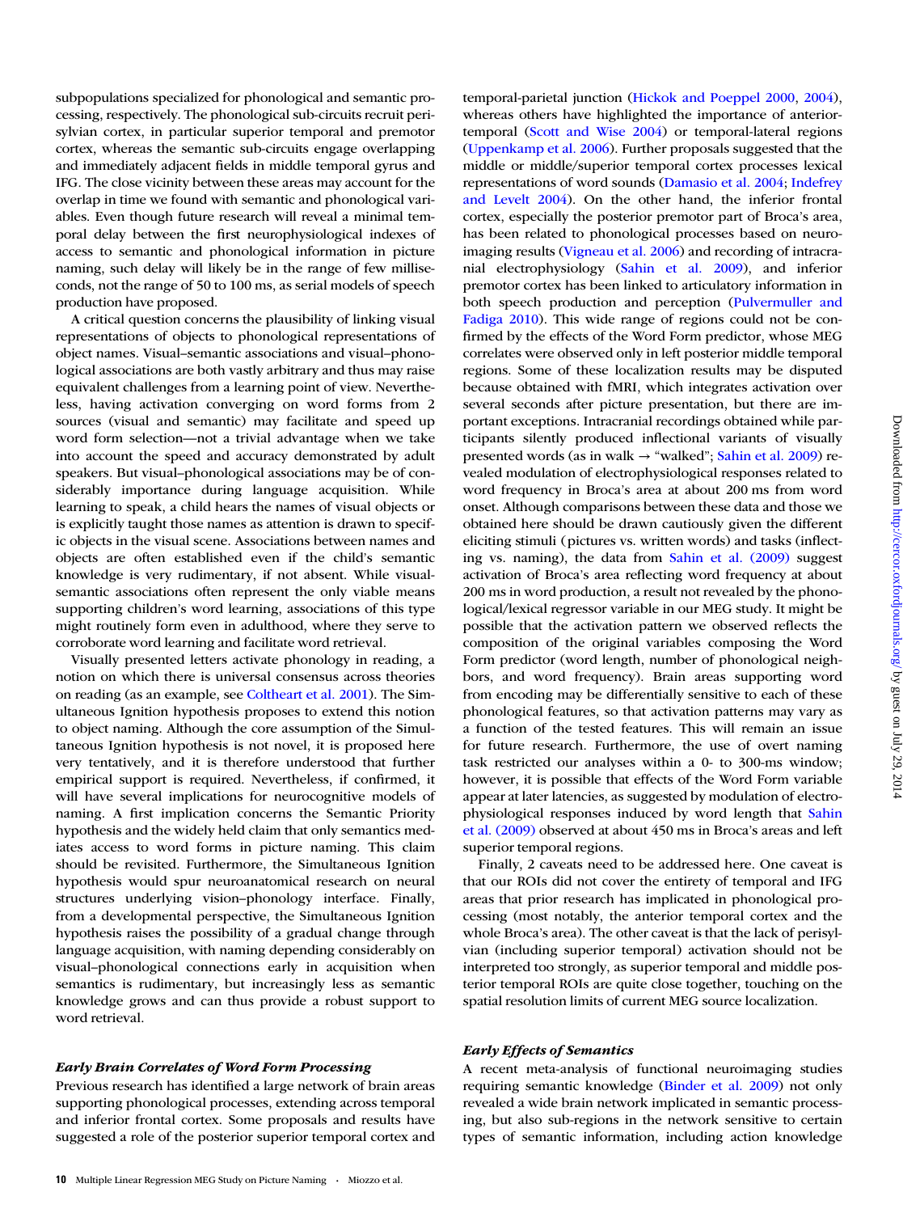subpopulations specialized for phonological and semantic processing, respectively. The phonological sub-circuits recruit perisylvian cortex, in particular superior temporal and premotor cortex, whereas the semantic sub-circuits engage overlapping and immediately adjacent fields in middle temporal gyrus and IFG. The close vicinity between these areas may account for the overlap in time we found with semantic and phonological variables. Even though future research will reveal a minimal temporal delay between the first neurophysiological indexes of access to semantic and phonological information in picture naming, such delay will likely be in the range of few milliseconds, not the range of 50 to 100 ms, as serial models of speech production have proposed.

A critical question concerns the plausibility of linking visual representations of objects to phonological representations of object names. Visual–semantic associations and visual–phonological associations are both vastly arbitrary and thus may raise equivalent challenges from a learning point of view. Nevertheless, having activation converging on word forms from 2 sources (visual and semantic) may facilitate and speed up word form selection—not a trivial advantage when we take into account the speed and accuracy demonstrated by adult speakers. But visual–phonological associations may be of considerably importance during language acquisition. While learning to speak, a child hears the names of visual objects or is explicitly taught those names as attention is drawn to specific objects in the visual scene. Associations between names and objects are often established even if the child's semantic knowledge is very rudimentary, if not absent. While visual-semantic associations often represent the only viable means supporting children's word learning, associations of this type might routinely form even in adulthood, where they serve to corroborate word learning and facilitate word retrieval.

Visually presented letters activate phonology in reading, a notion on which there is universal consensus across theories on reading (as an example, see Coltheart et al. 2001). The Simultaneous Ignition hypothesis proposes to extend this notion to object naming. Although the core assumption of the Simultaneous Ignition hypothesis is not novel, it is proposed here very tentatively, and it is therefore understood that further empirical support is required. Nevertheless, if confirmed, it will have several implications for neurocognitive models of naming. A first implication concerns the Semantic Priority hypothesis and the widely held claim that only semantics mediates access to word forms in picture naming. This claim should be revisited. Furthermore, the Simultaneous Ignition hypothesis would spur neuroanatomical research on neural structures underlying vision–phonology interface. Finally, from a developmental perspective, the Simultaneous Ignition hypothesis raises the possibility of a gradual change through language acquisition, with naming depending considerably on visual–phonological connections early in acquisition when semantics is rudimentary, but increasingly less as semantic knowledge grows and can thus provide a robust support to word retrieval.

### *Early Brain Correlates of Word Form Processing*

Previous research has identified a large network of brain areas supporting phonological processes, extending across temporal and inferior frontal cortex. Some proposals and results have suggested a role of the posterior superior temporal cortex and temporal-parietal junction (Hickok and Poeppel 2000, 2004), whereas others have highlighted the importance of anterior-temporal (Scott and Wise 2004) or temporal-lateral regions (Uppenkamp et al. 2006). Further proposals suggested that the middle or middle/superior temporal cortex processes lexical representations of word sounds (Damasio et al. 2004; Indefrey and Levelt 2004). On the other hand, the inferior frontal cortex, especially the posterior premotor part of Broca's area, has been related to phonological processes based on neuroimaging results (Vigneau et al. 2006) and recording of intracranial electrophysiology (Sahin et al. 2009), and inferior premotor cortex has been linked to articulatory information in both speech production and perception (Pulvermuller and Fadiga 2010). This wide range of regions could not be confirmed by the effects of the Word Form predictor, whose MEG correlates were observed only in left posterior middle temporal regions. Some of these localization results may be disputed because obtained with fMRI, which integrates activation over several seconds after picture presentation, but there are important exceptions. Intracranial recordings obtained while participants silently produced inflectional variants of visually presented words (as in walk → "walked"; Sahin et al. 2009) revealed modulation of electrophysiological responses related to word frequency in Broca's area at about 200 ms from word onset. Although comparisons between these data and those we obtained here should be drawn cautiously given the different eliciting stimuli (pictures vs. written words) and tasks (inflecting vs. naming), the data from Sahin et al. (2009) suggest activation of Broca's area reflecting word frequency at about 200 ms in word production, a result not revealed by the phonological/lexical regressor variable in our MEG study. It might be possible that the activation pattern we observed reflects the composition of the original variables composing the Word Form predictor (word length, number of phonological neighbors, and word frequency). Brain areas supporting word from encoding may be differentially sensitive to each of these phonological features, so that activation patterns may vary as a function of the tested features. This will remain an issue for future research. Furthermore, the use of overt naming task restricted our analyses within a 0- to 300-ms window; however, it is possible that effects of the Word Form variable appear at later latencies, as suggested by modulation of electrophysiological responses induced by word length that Sahin et al. (2009) observed at about 450 ms in Broca's areas and left superior temporal regions.

Finally, 2 caveats need to be addressed here. One caveat is that our ROIs did not cover the entirety of temporal and IFG areas that prior research has implicated in phonological processing (most notably, the anterior temporal cortex and the whole Broca's area). The other caveat is that the lack of perisylvian (including superior temporal) activation should not be interpreted too strongly, as superior temporal and middle posterior temporal ROIs are quite close together, touching on the spatial resolution limits of current MEG source localization.

### *Early Effects of Semantics*

A recent meta-analysis of functional neuroimaging studies requiring semantic knowledge (Binder et al. 2009) not only revealed a wide brain network implicated in semantic processing, but also sub-regions in the network sensitive to certain types of semantic information, including action knowledge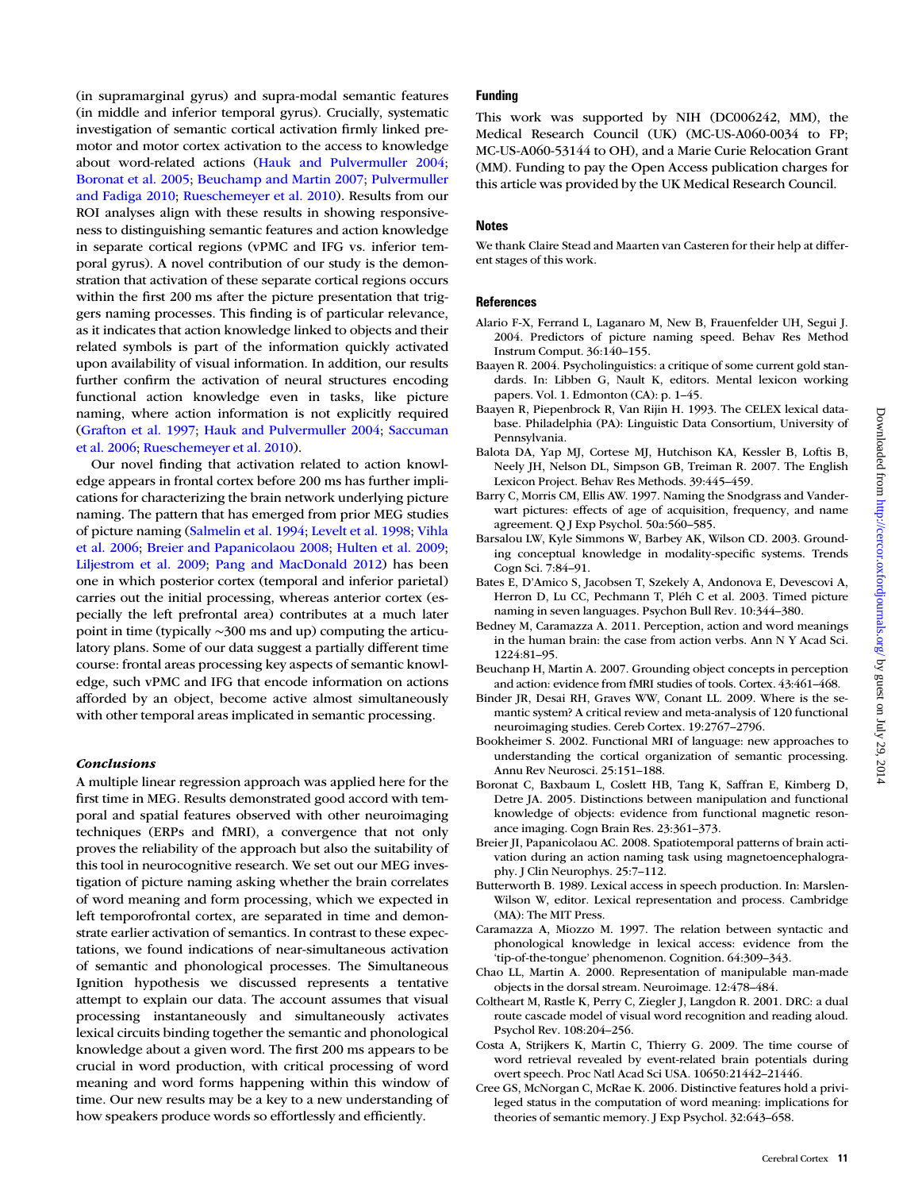(in supramarginal gyrus) and supra-modal semantic features (in middle and inferior temporal gyrus). Crucially, systematic investigation of semantic cortical activation firmly linked premotor and motor cortex activation to the access to knowledge about word-related actions (Hauk and Pulvermuller 2004; Boronat et al. 2005; Beuchamp and Martin 2007; Pulvermuller and Fadiga 2010; Rueschemeyer et al. 2010). Results from our ROI analyses align with these results in showing responsiveness to distinguishing semantic features and action knowledge in separate cortical regions (vPMC and IFG vs. inferior temporal gyrus). A novel contribution of our study is the demonstration that activation of these separate cortical regions occurs within the first 200 ms after the picture presentation that triggers naming processes. This finding is of particular relevance, as it indicates that action knowledge linked to objects and their related symbols is part of the information quickly activated upon availability of visual information. In addition, our results further confirm the activation of neural structures encoding functional action knowledge even in tasks, like picture naming, where action information is not explicitly required (Grafton et al. 1997; Hauk and Pulvermuller 2004; Saccuman et al. 2006; Rueschemeyer et al. 2010).

Our novel finding that activation related to action knowledge appears in frontal cortex before 200 ms has further implications for characterizing the brain network underlying picture naming. The pattern that has emerged from prior MEG studies of picture naming (Salmelin et al. 1994; Levelt et al. 1998; Vihla et al. 2006; Breier and Papanicolaou 2008; Hulten et al. 2009; Liljestrom et al. 2009; Pang and MacDonald 2012) has been one in which posterior cortex (temporal and inferior parietal) carries out the initial processing, whereas anterior cortex (especially the left prefrontal area) contributes at a much later point in time (typically ∼300 ms and up) computing the articulatory plans. Some of our data suggest a partially different time course: frontal areas processing key aspects of semantic knowledge, such vPMC and IFG that encode information on actions afforded by an object, become active almost simultaneously with other temporal areas implicated in semantic processing.

### *Conclusions*

A multiple linear regression approach was applied here for the first time in MEG. Results demonstrated good accord with temporal and spatial features observed with other neuroimaging techniques (ERPs and fMRI), a convergence that not only proves the reliability of the approach but also the suitability of this tool in neurocognitive research. We set out our MEG investigation of picture naming asking whether the brain correlates of word meaning and form processing, which we expected in left temporofrontal cortex, are separated in time and demonstrate earlier activation of semantics. In contrast to these expectations, we found indications of near-simultaneous activation of semantic and phonological processes. The Simultaneous Ignition hypothesis we discussed represents a tentative attempt to explain our data. The account assumes that visual processing instantaneously and simultaneously activates lexical circuits binding together the semantic and phonological knowledge about a given word. The first 200 ms appears to be crucial in word production, with critical processing of word meaning and word forms happening within this window of time. Our new results may be a key to a new understanding of how speakers produce words so effortlessly and efficiently.

## Funding

This work was supported by NIH (DC006242, MM), the Medical Research Council (UK) (MC-US-A060-0034 to FP; MC-US-A060-53144 to OH), and a Marie Curie Relocation Grant (MM). Funding to pay the Open Access publication charges for this article was provided by the UK Medical Research Council.

## Notes

We thank Claire Stead and Maarten van Casteren for their help at different stages of this work.

## References

Alario F-X, Ferrand L, Laganaro M, New B, Frauenfelder UH, Segui J. 2004. Predictors of picture naming speed. Behav Res Method Instrum Comput. 36:140–155.

Baayen R. 2004. Psycholinguistics: a critique of some current gold standards. In: Libben G, Nault K, editors. Mental lexicon working papers. Vol. 1. Edmonton (CA): p. 1–45.

Baayen R, Piepenbrock R, Van Rijin H. 1993. The CELEX lexical database. Philadelphia (PA): Linguistic Data Consortium, University of Pennsylvania.

Balota DA, Yap MJ, Cortese MJ, Hutchison KA, Kessler B, Loftis B, Neely JH, Nelson DL, Simpson GB, Treiman R. 2007. The English Lexicon Project. Behav Res Methods. 39:445–459.

Barry C, Morris CM, Ellis AW. 1997. Naming the Snodgrass and Vanderwart pictures: effects of age of acquisition, frequency, and name agreement. Q J Exp Psychol. 50a:560–585.

Barsalou LW, Kyle Simmons W, Barbey AK, Wilson CD. 2003. Grounding conceptual knowledge in modality-specific systems. Trends Cogn Sci. 7:84–91.

Bates E, D'Amico S, Jacobsen T, Szekely A, Andonova E, Devescovi A, Herron D, Lu CC, Pechmann T, Pléh C et al. 2003. Timed picture naming in seven languages. Psychon Bull Rev. 10:344–380.

Bedney M, Caramazza A. 2011. Perception, action and word meanings in the human brain: the case from action verbs. Ann N Y Acad Sci. 1224:81–95.

Beuchanp H, Martin A. 2007. Grounding object concepts in perception and action: evidence from fMRI studies of tools. Cortex. 43:461–468.

Binder JR, Desai RH, Graves WW, Conant LL. 2009. Where is the semantic system? A critical review and meta-analysis of 120 functional neuroimaging studies. Cereb Cortex. 19:2767–2796.

Bookheimer S. 2002. Functional MRI of language: new approaches to understanding the cortical organization of semantic processing. Annu Rev Neurosci. 25:151–188.

Boronat C, Baxbaum L, Coslett HB, Tang K, Saffran E, Kimberg D, Detre JA. 2005. Distinctions between manipulation and functional knowledge of objects: evidence from functional magnetic resonance imaging. Cogn Brain Res. 23:361–373.

Breier JI, Papanicolaou AC. 2008. Spatiotemporal patterns of brain activation during an action naming task using magnetoencephalography. J Clin Neurophys. 25:7–112.

Butterworth B. 1989. Lexical access in speech production. In: Marslen-Wilson W, editor. Lexical representation and process. Cambridge (MA): The MIT Press.

Caramazza A, Miozzo M. 1997. The relation between syntactic and phonological knowledge in lexical access: evidence from the 'tip-of-the-tongue' phenomenon. Cognition. 64:309–343.

Chao LL, Martin A. 2000. Representation of manipulable man-made objects in the dorsal stream. Neuroimage. 12:478–484.

Coltheart M, Rastle K, Perry C, Ziegler J, Langdon R. 2001. DRC: a dual route cascade model of visual word recognition and reading aloud. Psychol Rev. 108:204–256.

Costa A, Strijkers K, Martin C, Thierry G. 2009. The time course of word retrieval revealed by event-related brain potentials during overt speech. Proc Natl Acad Sci USA. 10650:21442–21446.

Cree GS, McNorgan C, McRae K. 2006. Distinctive features hold a privileged status in the computation of word meaning: implications for theories of semantic memory. J Exp Psychol. 32:643–658.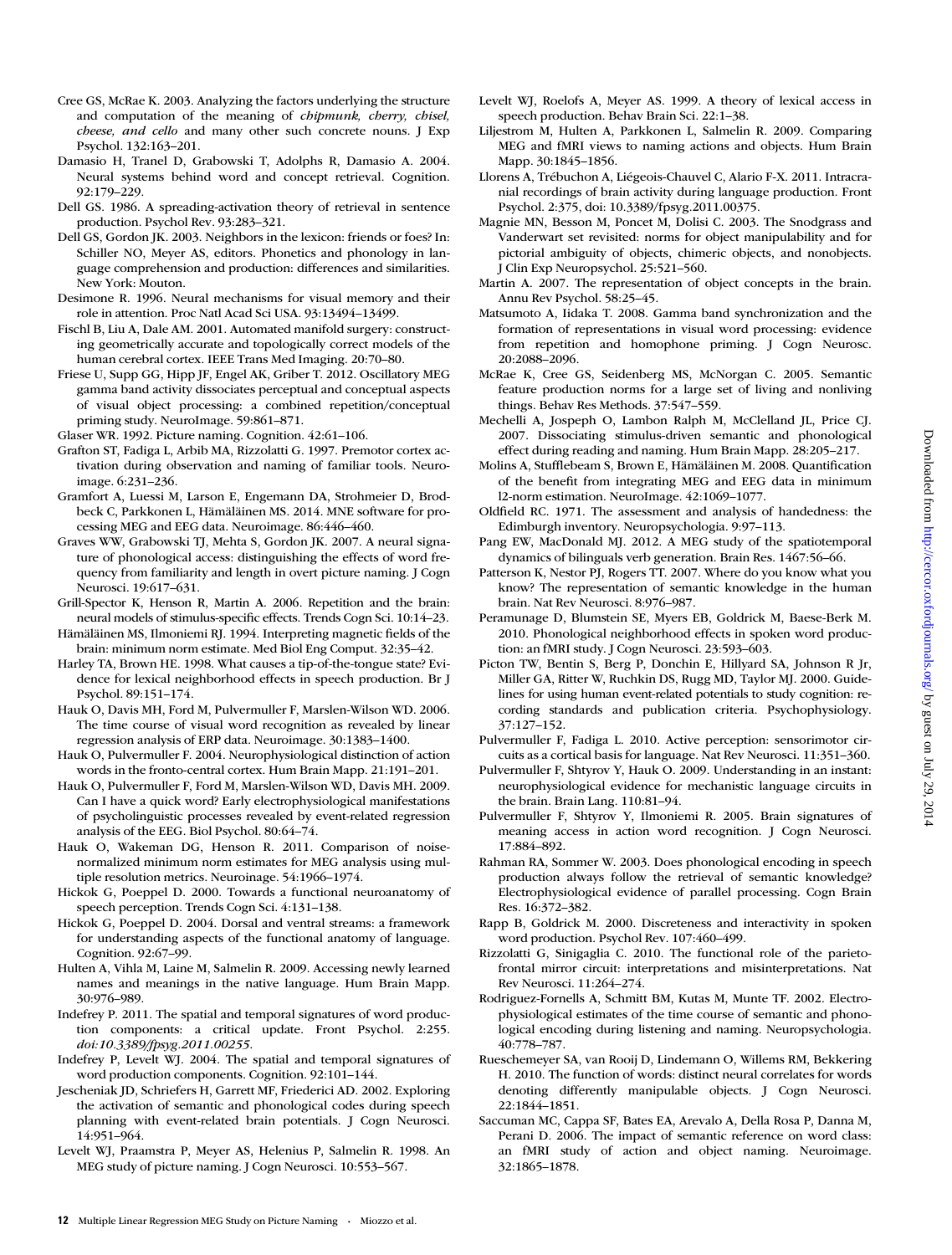Cree GS, McRae K. 2003. Analyzing the factors underlying the structure and computation of the meaning of *chipmunk, cherry, chisel, cheese, and cello* and many other such concrete nouns. J Exp Psychol. 132:163–201.

Damasio H, Tranel D, Grabowski T, Adolphs R, Damasio A. 2004. Neural systems behind word and concept retrieval. Cognition. 92:179–229.

Dell GS. 1986. A spreading-activation theory of retrieval in sentence production. Psychol Rev. 93:283–321.

Dell GS, Gordon JK. 2003. Neighbors in the lexicon: friends or foes? In: Schiller NO, Meyer AS, editors. Phonetics and phonology in language comprehension and production: differences and similarities. New York: Mouton.

Desimone R. 1996. Neural mechanisms for visual memory and their role in attention. Proc Natl Acad Sci USA. 93:13494–13499.

Fischl B, Liu A, Dale AM. 2001. Automated manifold surgery: constructing geometrically accurate and topologically correct models of the human cerebral cortex. IEEE Trans Med Imaging. 20:70–80.

Friese U, Supp GG, Hipp JF, Engel AK, Griber T. 2012. Oscillatory MEG gamma band activity dissociates perceptual and conceptual aspects of visual object processing: a combined repetition/conceptual priming study. NeuroImage. 59:861–871.

Glaser WR. 1992. Picture naming. Cognition. 42:61–106.

Grafton ST, Fadiga L, Arbib MA, Rizzolatti G. 1997. Premotor cortex activation during observation and naming of familiar tools. Neuroimage. 6:231–236.

Gramfort A, Luessi M, Larson E, Engemann DA, Strohmeier D, Brodbeck C, Parkkonen L, Hämäläinen MS. 2014. MNE software for processing MEG and EEG data. Neuroimage. 86:446–460.

Graves WW, Grabowski TJ, Mehta S, Gordon JK. 2007. A neural signature of phonological access: distinguishing the effects of word frequency from familiarity and length in overt picture naming. J Cogn Neurosci. 19:617–631.

Grill-Spector K, Henson R, Martin A. 2006. Repetition and the brain: neural models of stimulus-specific effects. Trends Cogn Sci. 10:14–23.

Hämäläinen MS, Ilmoniemi RJ. 1994. Interpreting magnetic fields of the brain: minimum norm estimate. Med Biol Eng Comput. 32:35–42.

Harley TA, Brown HE. 1998. What causes a tip-of-the-tongue state? Evidence for lexical neighborhood effects in speech production. Br J Psychol. 89:151–174.

Hauk O, Davis MH, Ford M, Pulvermuller F, Marslen-Wilson WD. 2006. The time course of visual word recognition as revealed by linear regression analysis of ERP data. Neuroimage. 30:1383–1400.

Hauk O, Pulvermuller F. 2004. Neurophysiological distinction of action words in the fronto-central cortex. Hum Brain Mapp. 21:191–201.

Hauk O, Pulvermuller F, Ford M, Marslen-Wilson WD, Davis MH. 2009. Can I have a quick word? Early electrophysiological manifestations of psycholinguistic processes revealed by event-related regression analysis of the EEG. Biol Psychol. 80:64–74.

Hauk O, Wakeman DG, Henson R. 2011. Comparison of noise-normalized minimum norm estimates for MEG analysis using multiple resolution metrics. Neuroinage. 54:1966–1974.

Hickok G, Poeppel D. 2000. Towards a functional neuroanatomy of speech perception. Trends Cogn Sci. 4:131–138.

Hickok G, Poeppel D. 2004. Dorsal and ventral streams: a framework for understanding aspects of the functional anatomy of language. Cognition. 92:67–99.

Hulten A, Vihla M, Laine M, Salmelin R. 2009. Accessing newly learned names and meanings in the native language. Hum Brain Mapp. 30:976–989.

Indefrey P. 2011. The spatial and temporal signatures of word production components: a critical update. Front Psychol. 2:255. *doi:10.3389/fpsyg.2011.00255*.

Indefrey P, Levelt WJ. 2004. The spatial and temporal signatures of word production components. Cognition. 92:101–144.

Jescheniak JD, Schriefers H, Garrett MF, Friederici AD. 2002. Exploring the activation of semantic and phonological codes during speech planning with event-related brain potentials. J Cogn Neurosci. 14:951–964.

Levelt WJ, Praamstra P, Meyer AS, Helenius P, Salmelin R. 1998. An MEG study of picture naming. J Cogn Neurosci. 10:553–567.

Levelt WJ, Roelofs A, Meyer AS. 1999. A theory of lexical access in speech production. Behav Brain Sci. 22:1–38.

Liljestrom M, Hulten A, Parkkonen L, Salmelin R. 2009. Comparing MEG and fMRI views to naming actions and objects. Hum Brain Mapp. 30:1845–1856.

Llorens A, Trébuchon A, Liégeois-Chauvel C, Alario F-X. 2011. Intracranial recordings of brain activity during language production. Front Psychol. 2:375, doi: 10.3389/fpsyg.2011.00375.

Magnie MN, Besson M, Poncet M, Dolisi C. 2003. The Snodgrass and Vanderwart set revisited: norms for object manipulability and for pictorial ambiguity of objects, chimeric objects, and nonobjects. J Clin Exp Neuropsychol. 25:521–560.

Martin A. 2007. The representation of object concepts in the brain. Annu Rev Psychol. 58:25–45.

Matsumoto A, Iidaka T. 2008. Gamma band synchronization and the formation of representations in visual word processing: evidence from repetition and homophone priming. J Cogn Neurosc. 20:2088–2096.

McRae K, Cree GS, Seidenberg MS, McNorgan C. 2005. Semantic feature production norms for a large set of living and nonliving things. Behav Res Methods. 37:547–559.

Mechelli A, Jospeph O, Lambon Ralph M, McClelland JL, Price CJ. 2007. Dissociating stimulus-driven semantic and phonological effect during reading and naming. Hum Brain Mapp. 28:205–217.

Molins A, Stufflebeam S, Brown E, Hämäläinen M. 2008. Quantification of the benefit from integrating MEG and EEG data in minimum l2-norm estimation. NeuroImage. 42:1069–1077.

Oldfield RC. 1971. The assessment and analysis of handedness: the Edimburgh inventory. Neuropsychologia. 9:97–113.

Pang EW, MacDonald MJ. 2012. A MEG study of the spatiotemporal dynamics of bilinguals verb generation. Brain Res. 1467:56–66.

Patterson K, Nestor PJ, Rogers TT. 2007. Where do you know what you know? The representation of semantic knowledge in the human brain. Nat Rev Neurosci. 8:976–987.

Peramunage D, Blumstein SE, Myers EB, Goldrick M, Baese-Berk M. 2010. Phonological neighborhood effects in spoken word production: an fMRI study. J Cogn Neurosci. 23:593–603.

Picton TW, Bentin S, Berg P, Donchin E, Hillyard SA, Johnson R Jr, Miller GA, Ritter W, Ruchkin DS, Rugg MD, Taylor MJ. 2000. Guidelines for using human event-related potentials to study cognition: recording standards and publication criteria. Psychophysiology. 37:127–152.

Pulvermuller F, Fadiga L. 2010. Active perception: sensorimotor circuits as a cortical basis for language. Nat Rev Neurosci. 11:351–360.

Pulvermuller F, Shtyrov Y, Hauk O. 2009. Understanding in an instant: neurophysiological evidence for mechanistic language circuits in the brain. Brain Lang. 110:81–94.

Pulvermuller F, Shtyrov Y, Ilmoniemi R. 2005. Brain signatures of meaning access in action word recognition. J Cogn Neurosci. 17:884–892.

Rahman RA, Sommer W. 2003. Does phonological encoding in speech production always follow the retrieval of semantic knowledge? Electrophysiological evidence of parallel processing. Cogn Brain Res. 16:372–382.

Rapp B, Goldrick M. 2000. Discreteness and interactivity in spoken word production. Psychol Rev. 107:460–499.

Rizzolatti G, Sinigaglia C. 2010. The functional role of the parieto-frontal mirror circuit: interpretations and misinterpretations. Nat Rev Neurosci. 11:264–274.

Rodriguez-Fornells A, Schmitt BM, Kutas M, Munte TF. 2002. Electrophysiological estimates of the time course of semantic and phonological encoding during listening and naming. Neuropsychologia. 40:778–787.

Rueschemeyer SA, van Rooij D, Lindemann O, Willems RM, Bekkering H. 2010. The function of words: distinct neural correlates for words denoting differently manipulable objects. J Cogn Neurosci. 22:1844–1851.

Saccuman MC, Cappa SF, Bates EA, Arevalo A, Della Rosa P, Danna M, Perani D. 2006. The impact of semantic reference on word class: an fMRI study of action and object naming. Neuroimage. 32:1865–1878.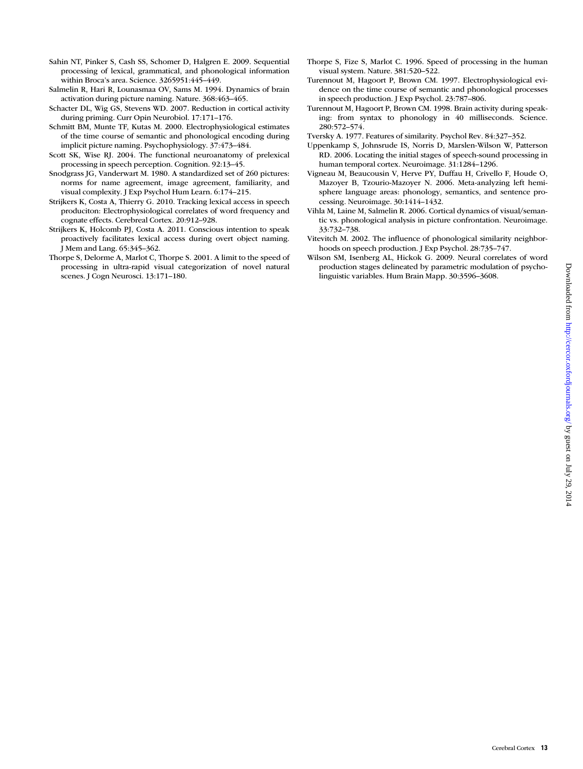Sahin NT, Pinker S, Cash SS, Schomer D, Halgren E. 2009. Sequential processing of lexical, grammatical, and phonological information within Broca's area. Science. 3265951:445–449.

Salmelin R, Hari R, Lounasmaa OV, Sams M. 1994. Dynamics of brain activation during picture naming. Nature. 368:463–465.

Schacter DL, Wig GS, Stevens WD. 2007. Reduction in cortical activity during priming. Curr Opin Neurobiol. 17:171–176.

Schmitt BM, Munte TF, Kutas M. 2000. Electrophysiological estimates of the time course of semantic and phonological encoding during implicit picture naming. Psychophysiology. 37:473–484.

Scott SK, Wise RJ. 2004. The functional neuroanatomy of prelexical processing in speech perception. Cognition. 92:13–45.

Snodgrass JG, Vanderwart M. 1980. A standardized set of 260 pictures: norms for name agreement, image agreement, familiarity, and visual complexity. J Exp Psychol Hum Learn. 6:174–215.

Strijkers K, Costa A, Thierry G. 2010. Tracking lexical access in speech produciton: Electrophysiological correlates of word frequency and cognate effects. Cerebreal Cortex. 20:912–928.

Strijkers K, Holcomb PJ, Costa A. 2011. Conscious intention to speak proactively facilitates lexical access during overt object naming. J Mem and Lang. 65:345–362.

Thorpe S, Delorme A, Marlot C, Thorpe S. 2001. A limit to the speed of processing in ultra-rapid visual categorization of novel natural scenes. J Cogn Neurosci. 13:171–180.

Thorpe S, Fize S, Marlot C. 1996. Speed of processing in the human visual system. Nature. 381:520–522.

Turennout M, Hagoort P, Brown CM. 1997. Electrophysiological evidence on the time course of semantic and phonological processes in speech production. J Exp Psychol. 23:787–806.

Turennout M, Hagoort P, Brown CM. 1998. Brain activity during speaking: from syntax to phonology in 40 milliseconds. Science. 280:572–574.

Tversky A. 1977. Features of similarity. Psychol Rev. 84:327–352.

Uppenkamp S, Johnsrude IS, Norris D, Marslen-Wilson W, Patterson RD. 2006. Locating the initial stages of speech-sound processing in human temporal cortex. Neuroimage. 31:1284–1296.

Vigneau M, Beaucousin V, Herve PY, Duffau H, Crivello F, Houde O, Mazoyer B, Tzourio-Mazoyer N. 2006. Meta-analyzing left hemisphere language areas: phonology, semantics, and sentence processing. Neuroimage. 30:1414–1432.

Vihla M, Laine M, Salmelin R. 2006. Cortical dynamics of visual/semantic vs. phonological analysis in picture confrontation. Neuroimage. 33:732–738.

Vitevitch M. 2002. The influence of phonological similarity neighborhoods on speech production. J Exp Psychol. 28:735–747.

Wilson SM, Isenberg AL, Hickok G. 2009. Neural correlates of word production stages delineated by parametric modulation of psycholinguistic variables. Hum Brain Mapp. 30:3596–3608.